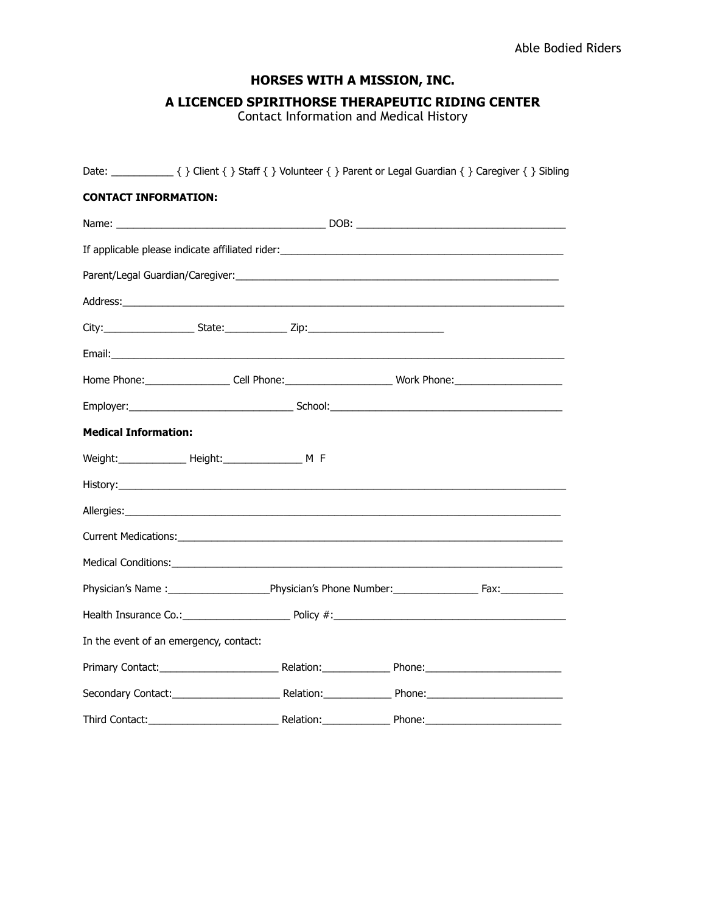Able Bodied Riders

# HORSES WITH A MISSION, INC.

## A LICENCED SPIRITHORSE THERAPEUTIC RIDING CENTER

Contact Information and Medical History

Date: ___________ { } Client { } Staff { } Volunteer { } Parent or Legal Guardian { } Caregiver { } Sibling

**CONTACT INFORMATION:**

Name: _____________________________________ DOB: _____________________________________

If applicable please indicate affiliated rider:_____________________________________________________

Parent/Legal Guardian/Caregiver:_________________________________________________________

Address:_____________________________________________________________________________

City:________________ State:___________ Zip:________________________

Email:_______________________________________________________________________________

Home Phone:_______________ Cell Phone:___________________ Work Phone:___________________

Employer:_____________________________ School:_________________________________________

**Medical Information:**

Weight:____________ Height:______________ M F

History:______________________________________________________________________________

Allergies:____________________________________________________________________________

Current Medications:____________________________________________________________________

Medical Conditions:____________________________________________________________________

Physician's Name :__________________Physician's Phone Number:_______________ Fax:___________

Health Insurance Co.:___________________ Policy #:_________________________________________

In the event of an emergency, contact:

Primary Contact:_____________________ Relation:____________ Phone:________________________

Secondary Contact:___________________ Relation:____________ Phone:________________________

Third Contact:_______________________ Relation:____________ Phone:________________________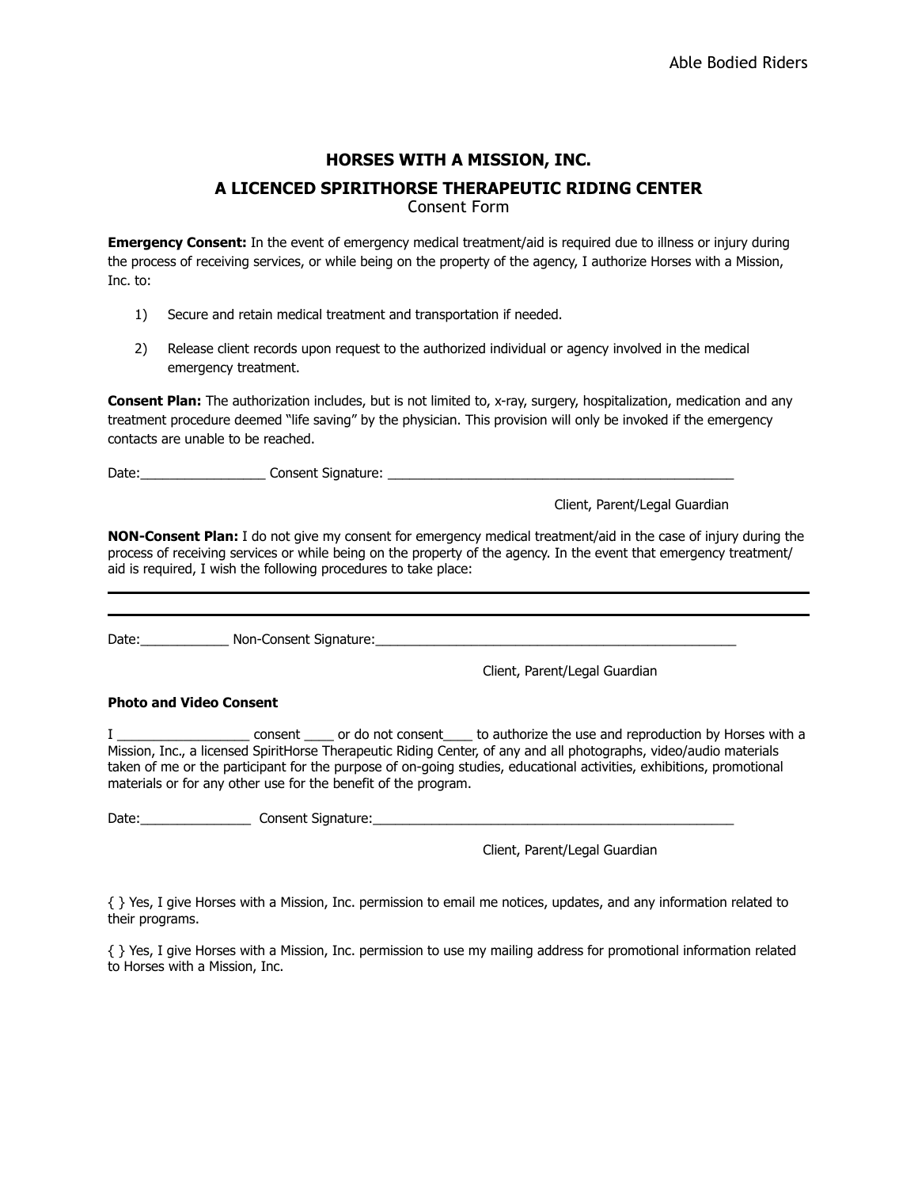Able Bodied Riders

## HORSES WITH A MISSION, INC.

## A LICENCED SPIRITHORSE THERAPEUTIC RIDING CENTER

Consent Form

**Emergency Consent:** In the event of emergency medical treatment/aid is required due to illness or injury during the process of receiving services, or while being on the property of the agency, I authorize Horses with a Mission, Inc. to:

1) Secure and retain medical treatment and transportation if needed.

2) Release client records upon request to the authorized individual or agency involved in the medical emergency treatment.

**Consent Plan:** The authorization includes, but is not limited to, x-ray, surgery, hospitalization, medication and any treatment procedure deemed "life saving" by the physician. This provision will only be invoked if the emergency contacts are unable to be reached.

Date:_________________ Consent Signature: _________________________________________________

Client, Parent/Legal Guardian

**NON-Consent Plan:** I do not give my consent for emergency medical treatment/aid in the case of injury during the process of receiving services or while being on the property of the agency. In the event that emergency treatment/aid is required, I wish the following procedures to take place:

___________________________________________________________________________

___________________________________________________________________________

Date:____________ Non-Consent Signature:___________________________________________________

Client, Parent/Legal Guardian

**Photo and Video Consent**

I __________________ consent ____ or do not consent____ to authorize the use and reproduction by Horses with a Mission, Inc., a licensed SpiritHorse Therapeutic Riding Center, of any and all photographs, video/audio materials taken of me or the participant for the purpose of on-going studies, educational activities, exhibitions, promotional materials or for any other use for the benefit of the program.

Date:_______________ Consent Signature:___________________________________________________

Client, Parent/Legal Guardian

{ } Yes, I give Horses with a Mission, Inc. permission to email me notices, updates, and any information related to their programs.

{ } Yes, I give Horses with a Mission, Inc. permission to use my mailing address for promotional information related to Horses with a Mission, Inc.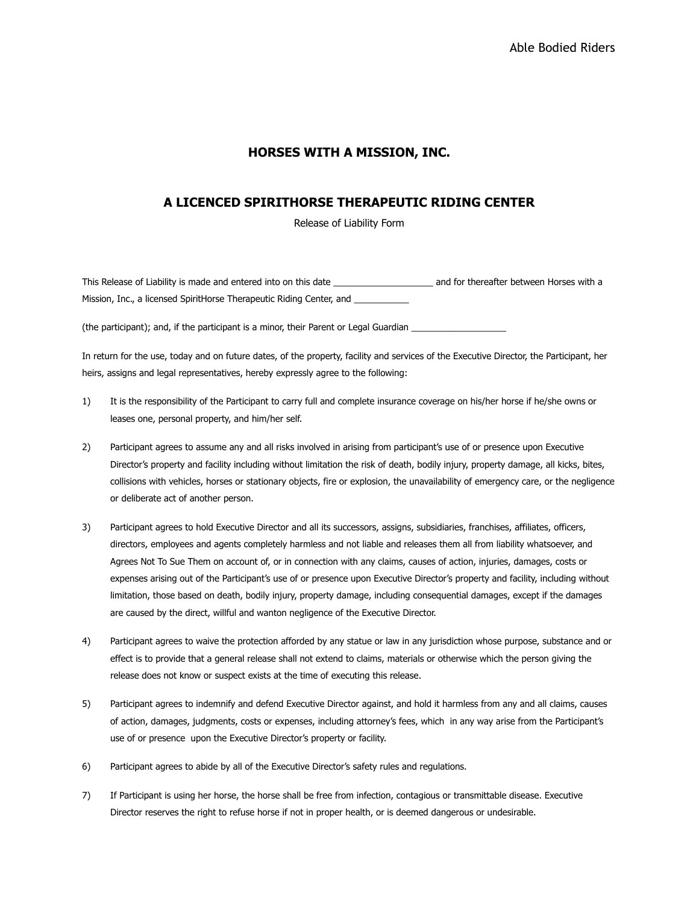Able Bodied Riders

## HORSES WITH A MISSION, INC.

## A LICENCED SPIRITHORSE THERAPEUTIC RIDING CENTER

Release of Liability Form

This Release of Liability is made and entered into on this date ____________________ and for thereafter between Horses with a Mission, Inc., a licensed SpiritHorse Therapeutic Riding Center, and ___________

(the participant); and, if the participant is a minor, their Parent or Legal Guardian ___________________

In return for the use, today and on future dates, of the property, facility and services of the Executive Director, the Participant, her heirs, assigns and legal representatives, hereby expressly agree to the following:

1) It is the responsibility of the Participant to carry full and complete insurance coverage on his/her horse if he/she owns or leases one, personal property, and him/her self.

2) Participant agrees to assume any and all risks involved in arising from participant's use of or presence upon Executive Director's property and facility including without limitation the risk of death, bodily injury, property damage, all kicks, bites, collisions with vehicles, horses or stationary objects, fire or explosion, the unavailability of emergency care, or the negligence or deliberate act of another person.

3) Participant agrees to hold Executive Director and all its successors, assigns, subsidiaries, franchises, affiliates, officers, directors, employees and agents completely harmless and not liable and releases them all from liability whatsoever, and Agrees Not To Sue Them on account of, or in connection with any claims, causes of action, injuries, damages, costs or expenses arising out of the Participant's use of or presence upon Executive Director's property and facility, including without limitation, those based on death, bodily injury, property damage, including consequential damages, except if the damages are caused by the direct, willful and wanton negligence of the Executive Director.

4) Participant agrees to waive the protection afforded by any statue or law in any jurisdiction whose purpose, substance and or effect is to provide that a general release shall not extend to claims, materials or otherwise which the person giving the release does not know or suspect exists at the time of executing this release.

5) Participant agrees to indemnify and defend Executive Director against, and hold it harmless from any and all claims, causes of action, damages, judgments, costs or expenses, including attorney's fees, which in any way arise from the Participant's use of or presence upon the Executive Director's property or facility.

6) Participant agrees to abide by all of the Executive Director's safety rules and regulations.

7) If Participant is using her horse, the horse shall be free from infection, contagious or transmittable disease. Executive Director reserves the right to refuse horse if not in proper health, or is deemed dangerous or undesirable.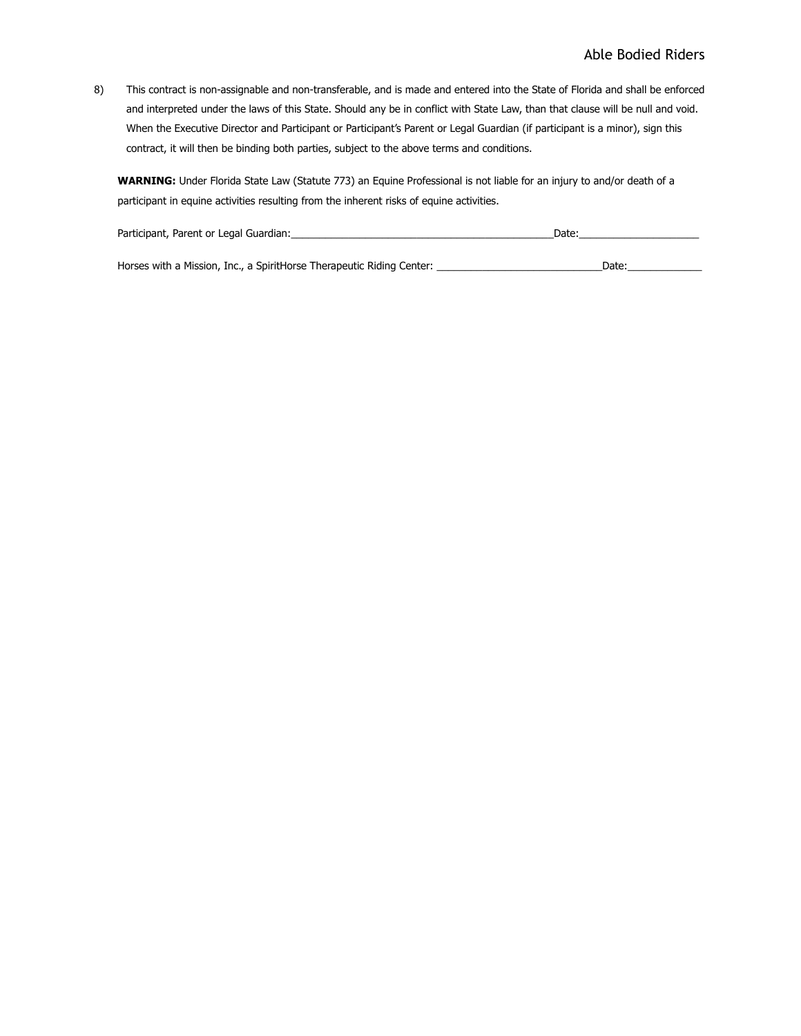8) This contract is non-assignable and non-transferable, and is made and entered into the State of Florida and shall be enforced and interpreted under the laws of this State. Should any be in conflict with State Law, than that clause will be null and void. When the Executive Director and Participant or Participant's Parent or Legal Guardian (if participant is a minor), sign this contract, it will then be binding both parties, subject to the above terms and conditions.

**WARNING:** Under Florida State Law (Statute 773) an Equine Professional is not liable for an injury to and/or death of a participant in equine activities resulting from the inherent risks of equine activities.

Participant, Parent or Legal Guardian:_______________________________________________Date:_____________________

Horses with a Mission, Inc., a SpiritHorse Therapeutic Riding Center: _____________________________Date:_____________